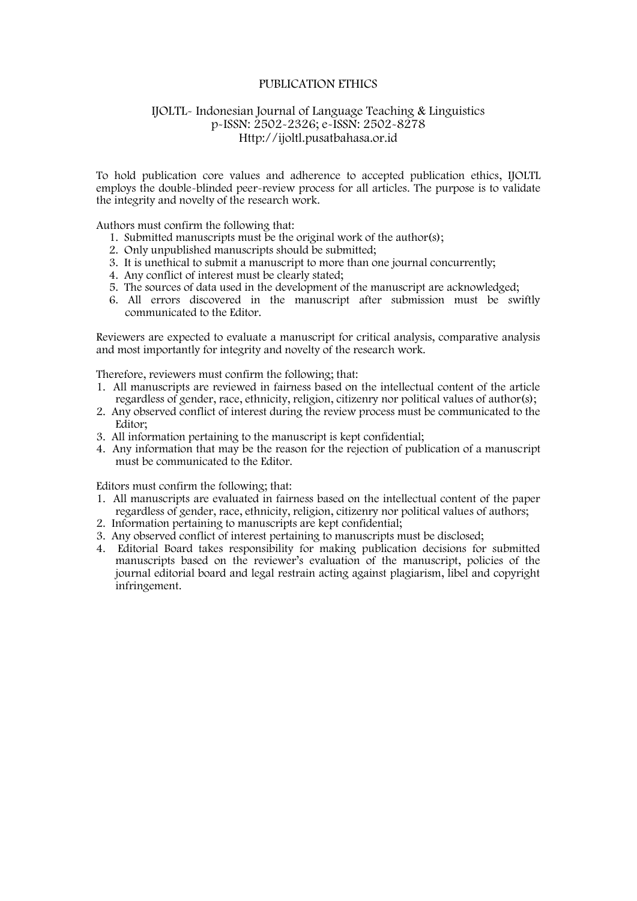# PUBLICATION ETHICS

IJOLTL- Indonesian Journal of Language Teaching & Linguistics
p-ISSN: 2502-2326; e-ISSN: 2502-8278
Http://ijoltl.pusatbahasa.or.id

To hold publication core values and adherence to accepted publication ethics, IJOLTL employs the double-blinded peer-review process for all articles. The purpose is to validate the integrity and novelty of the research work.

Authors must confirm the following that:

1. Submitted manuscripts must be the original work of the author(s);
2. Only unpublished manuscripts should be submitted;
3. It is unethical to submit a manuscript to more than one journal concurrently;
4. Any conflict of interest must be clearly stated;
5. The sources of data used in the development of the manuscript are acknowledged;
6. All errors discovered in the manuscript after submission must be swiftly communicated to the Editor.

Reviewers are expected to evaluate a manuscript for critical analysis, comparative analysis and most importantly for integrity and novelty of the research work.

Therefore, reviewers must confirm the following; that:

1. All manuscripts are reviewed in fairness based on the intellectual content of the article regardless of gender, race, ethnicity, religion, citizenry nor political values of author(s);
2. Any observed conflict of interest during the review process must be communicated to the Editor;
3. All information pertaining to the manuscript is kept confidential;
4. Any information that may be the reason for the rejection of publication of a manuscript must be communicated to the Editor.

Editors must confirm the following; that:

1. All manuscripts are evaluated in fairness based on the intellectual content of the paper regardless of gender, race, ethnicity, religion, citizenry nor political values of authors;
2. Information pertaining to manuscripts are kept confidential;
3. Any observed conflict of interest pertaining to manuscripts must be disclosed;
4. Editorial Board takes responsibility for making publication decisions for submitted manuscripts based on the reviewer's evaluation of the manuscript, policies of the journal editorial board and legal restrain acting against plagiarism, libel and copyright infringement.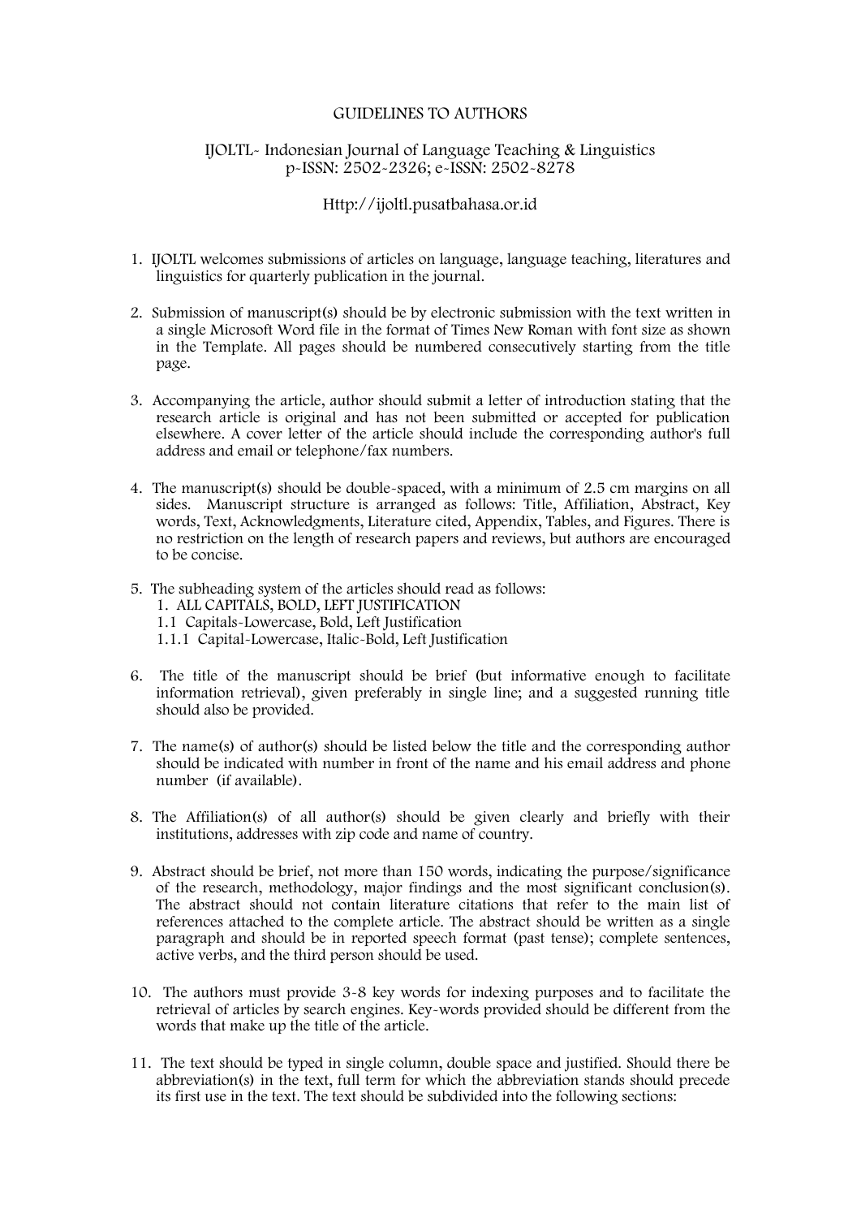# GUIDELINES TO AUTHORS

## IJOLTL- Indonesian Journal of Language Teaching & Linguistics
p-ISSN: 2502-2326; e-ISSN: 2502-8278

Http://ijoltl.pusatbahasa.or.id

1. IJOLTL welcomes submissions of articles on language, language teaching, literatures and linguistics for quarterly publication in the journal.

2. Submission of manuscript(s) should be by electronic submission with the text written in a single Microsoft Word file in the format of Times New Roman with font size as shown in the Template. All pages should be numbered consecutively starting from the title page.

3. Accompanying the article, author should submit a letter of introduction stating that the research article is original and has not been submitted or accepted for publication elsewhere. A cover letter of the article should include the corresponding author's full address and email or telephone/fax numbers.

4. The manuscript(s) should be double-spaced, with a minimum of 2.5 cm margins on all sides. Manuscript structure is arranged as follows: Title, Affiliation, Abstract, Key words, Text, Acknowledgments, Literature cited, Appendix, Tables, and Figures. There is no restriction on the length of research papers and reviews, but authors are encouraged to be concise.

5. The subheading system of the articles should read as follows:
   1. ALL CAPITALS, BOLD, LEFT JUSTIFICATION
   1.1 Capitals-Lowercase, Bold, Left Justification
   1.1.1 Capital-Lowercase, Italic-Bold, Left Justification

6. The title of the manuscript should be brief (but informative enough to facilitate information retrieval), given preferably in single line; and a suggested running title should also be provided.

7. The name(s) of author(s) should be listed below the title and the corresponding author should be indicated with number in front of the name and his email address and phone number (if available).

8. The Affiliation(s) of all author(s) should be given clearly and briefly with their institutions, addresses with zip code and name of country.

9. Abstract should be brief, not more than 150 words, indicating the purpose/significance of the research, methodology, major findings and the most significant conclusion(s). The abstract should not contain literature citations that refer to the main list of references attached to the complete article. The abstract should be written as a single paragraph and should be in reported speech format (past tense); complete sentences, active verbs, and the third person should be used.

10. The authors must provide 3-8 key words for indexing purposes and to facilitate the retrieval of articles by search engines. Key-words provided should be different from the words that make up the title of the article.

11. The text should be typed in single column, double space and justified. Should there be abbreviation(s) in the text, full term for which the abbreviation stands should precede its first use in the text. The text should be subdivided into the following sections: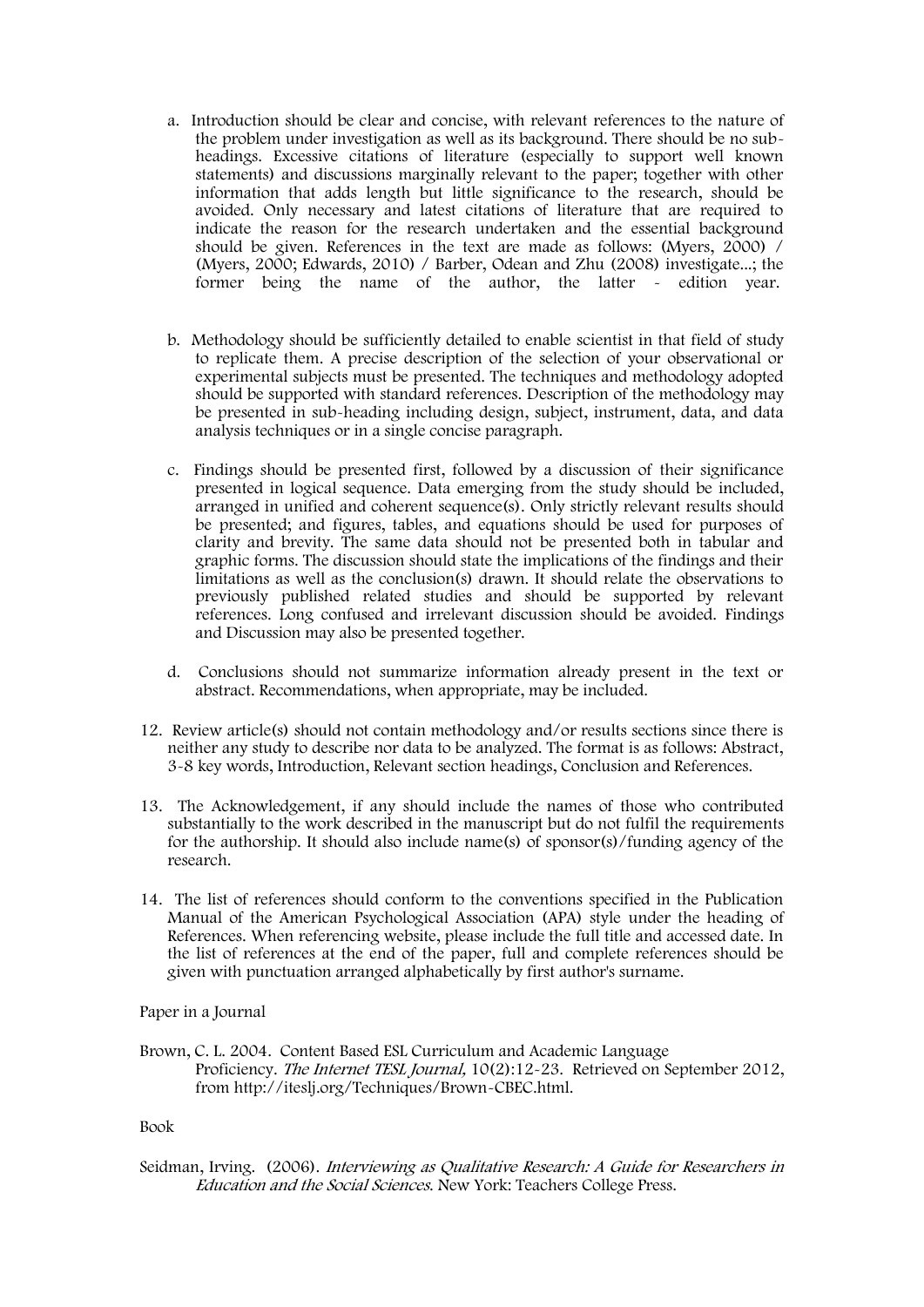a. Introduction should be clear and concise, with relevant references to the nature of the problem under investigation as well as its background. There should be no sub-headings. Excessive citations of literature (especially to support well known statements) and discussions marginally relevant to the paper; together with other information that adds length but little significance to the research, should be avoided. Only necessary and latest citations of literature that are required to indicate the reason for the research undertaken and the essential background should be given. References in the text are made as follows: (Myers, 2000) / (Myers, 2000; Edwards, 2010) / Barber, Odean and Zhu (2008) investigate...; the former being the name of the author, the latter - edition year.

b. Methodology should be sufficiently detailed to enable scientist in that field of study to replicate them. A precise description of the selection of your observational or experimental subjects must be presented. The techniques and methodology adopted should be supported with standard references. Description of the methodology may be presented in sub-heading including design, subject, instrument, data, and data analysis techniques or in a single concise paragraph.

c. Findings should be presented first, followed by a discussion of their significance presented in logical sequence. Data emerging from the study should be included, arranged in unified and coherent sequence(s). Only strictly relevant results should be presented; and figures, tables, and equations should be used for purposes of clarity and brevity. The same data should not be presented both in tabular and graphic forms. The discussion should state the implications of the findings and their limitations as well as the conclusion(s) drawn. It should relate the observations to previously published related studies and should be supported by relevant references. Long confused and irrelevant discussion should be avoided. Findings and Discussion may also be presented together.

d. Conclusions should not summarize information already present in the text or abstract. Recommendations, when appropriate, may be included.

12. Review article(s) should not contain methodology and/or results sections since there is neither any study to describe nor data to be analyzed. The format is as follows: Abstract, 3-8 key words, Introduction, Relevant section headings, Conclusion and References.

13. The Acknowledgement, if any should include the names of those who contributed substantially to the work described in the manuscript but do not fulfil the requirements for the authorship. It should also include name(s) of sponsor(s)/funding agency of the research.

14. The list of references should conform to the conventions specified in the Publication Manual of the American Psychological Association (APA) style under the heading of References. When referencing website, please include the full title and accessed date. In the list of references at the end of the paper, full and complete references should be given with punctuation arranged alphabetically by first author's surname.

Paper in a Journal

Brown, C. L. 2004. Content Based ESL Curriculum and Academic Language Proficiency. *The Internet TESL Journal,* 10(2):12-23. Retrieved on September 2012, from http://iteslj.org/Techniques/Brown-CBEC.html.

Book

Seidman, Irving. (2006). *Interviewing as Qualitative Research: A Guide for Researchers in Education and the Social Sciences.* New York: Teachers College Press.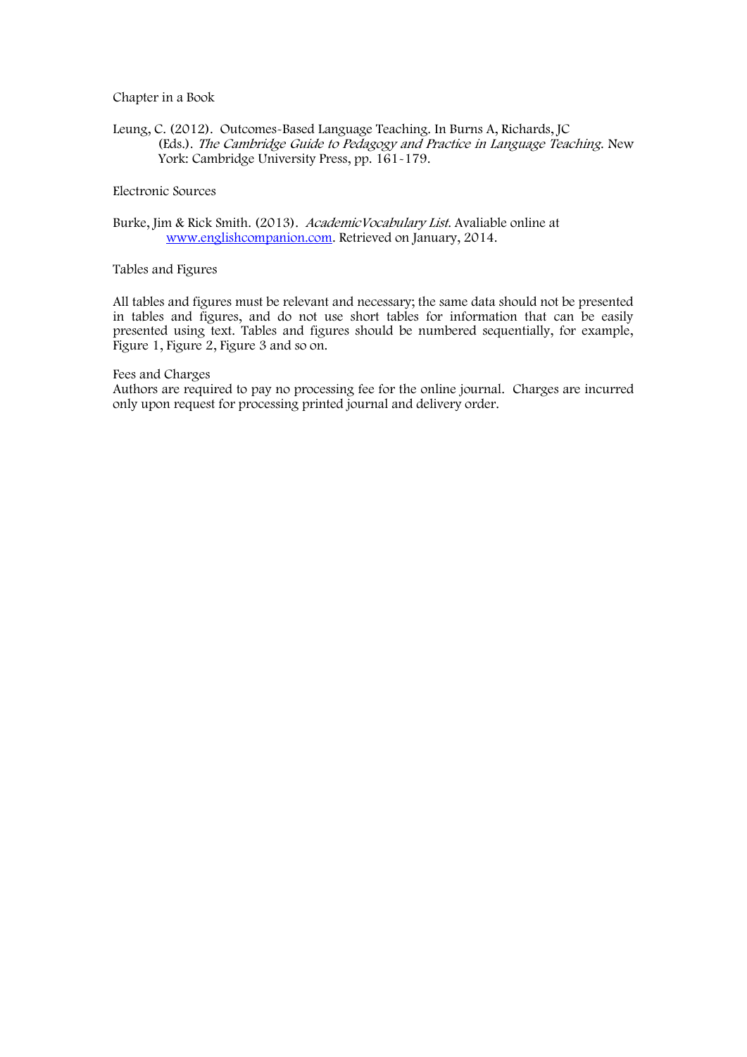Chapter in a Book

Leung, C. (2012). Outcomes-Based Language Teaching. In Burns A, Richards, JC (Eds.). *The Cambridge Guide to Pedagogy and Practice in Language Teaching*. New York: Cambridge University Press, pp. 161-179.

Electronic Sources

Burke, Jim & Rick Smith. (2013). *AcademicVocabulary List*. Avaliable online at www.englishcompanion.com. Retrieved on January, 2014.

Tables and Figures

All tables and figures must be relevant and necessary; the same data should not be presented in tables and figures, and do not use short tables for information that can be easily presented using text. Tables and figures should be numbered sequentially, for example, Figure 1, Figure 2, Figure 3 and so on.

Fees and Charges

Authors are required to pay no processing fee for the online journal. Charges are incurred only upon request for processing printed journal and delivery order.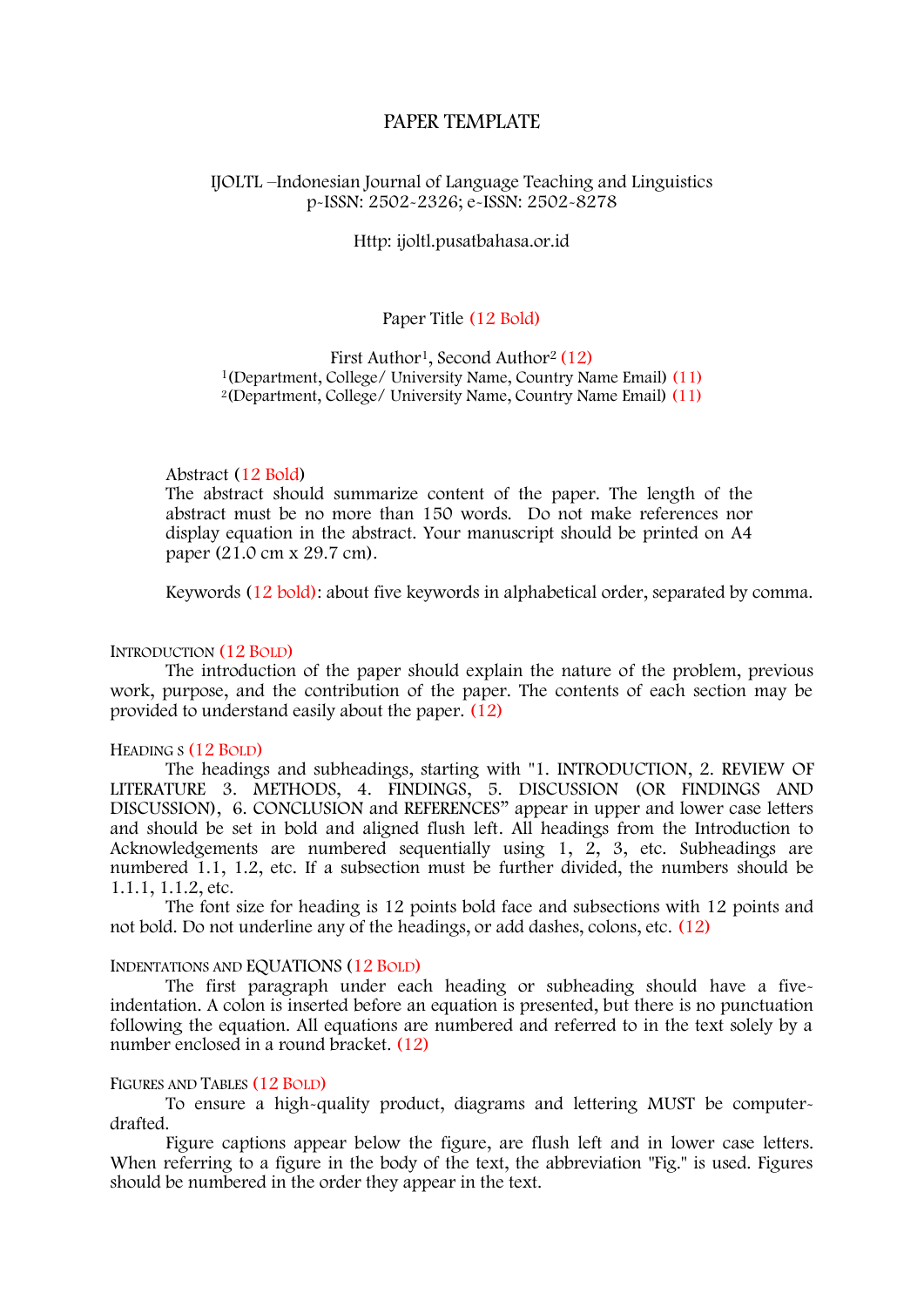# PAPER TEMPLATE

IJOLTL –Indonesian Journal of Language Teaching and Linguistics
p-ISSN: 2502-2326; e-ISSN: 2502-8278

Http: ijoltl.pusatbahasa.or.id

## Paper Title (12 Bold)

First Author[1], Second Author[2] (12)
[1](Department, College/ University Name, Country Name Email) (11)
[2](Department, College/ University Name, Country Name Email) (11)

**Abstract** (12 Bold)
The abstract should summarize content of the paper. The length of the abstract must be no more than 150 words. Do not make references nor display equation in the abstract. Your manuscript should be printed on A4 paper (21.0 cm x 29.7 cm).

**Keywords** (12 bold): about five keywords in alphabetical order, separated by comma.

### Introduction (12 Bold)

The introduction of the paper should explain the nature of the problem, previous work, purpose, and the contribution of the paper. The contents of each section may be provided to understand easily about the paper. (12)

### Heading s (12 Bold)

The headings and subheadings, starting with "1. INTRODUCTION, 2. REVIEW OF LITERATURE 3. METHODS, 4. FINDINGS, 5. DISCUSSION (OR FINDINGS AND DISCUSSION), 6. CONCLUSION and REFERENCES" appear in upper and lower case letters and should be set in bold and aligned flush left. All headings from the Introduction to Acknowledgements are numbered sequentially using 1, 2, 3, etc. Subheadings are numbered 1.1, 1.2, etc. If a subsection must be further divided, the numbers should be 1.1.1, 1.1.2, etc.

The font size for heading is 12 points bold face and subsections with 12 points and not bold. Do not underline any of the headings, or add dashes, colons, etc. (12)

### Indentations and EQUATIONS (12 Bold)

The first paragraph under each heading or subheading should have a five-indentation. A colon is inserted before an equation is presented, but there is no punctuation following the equation. All equations are numbered and referred to in the text solely by a number enclosed in a round bracket. (12)

### Figures and Tables (12 Bold)

To ensure a high-quality product, diagrams and lettering MUST be computer-drafted.

Figure captions appear below the figure, are flush left and in lower case letters. When referring to a figure in the body of the text, the abbreviation "Fig." is used. Figures should be numbered in the order they appear in the text.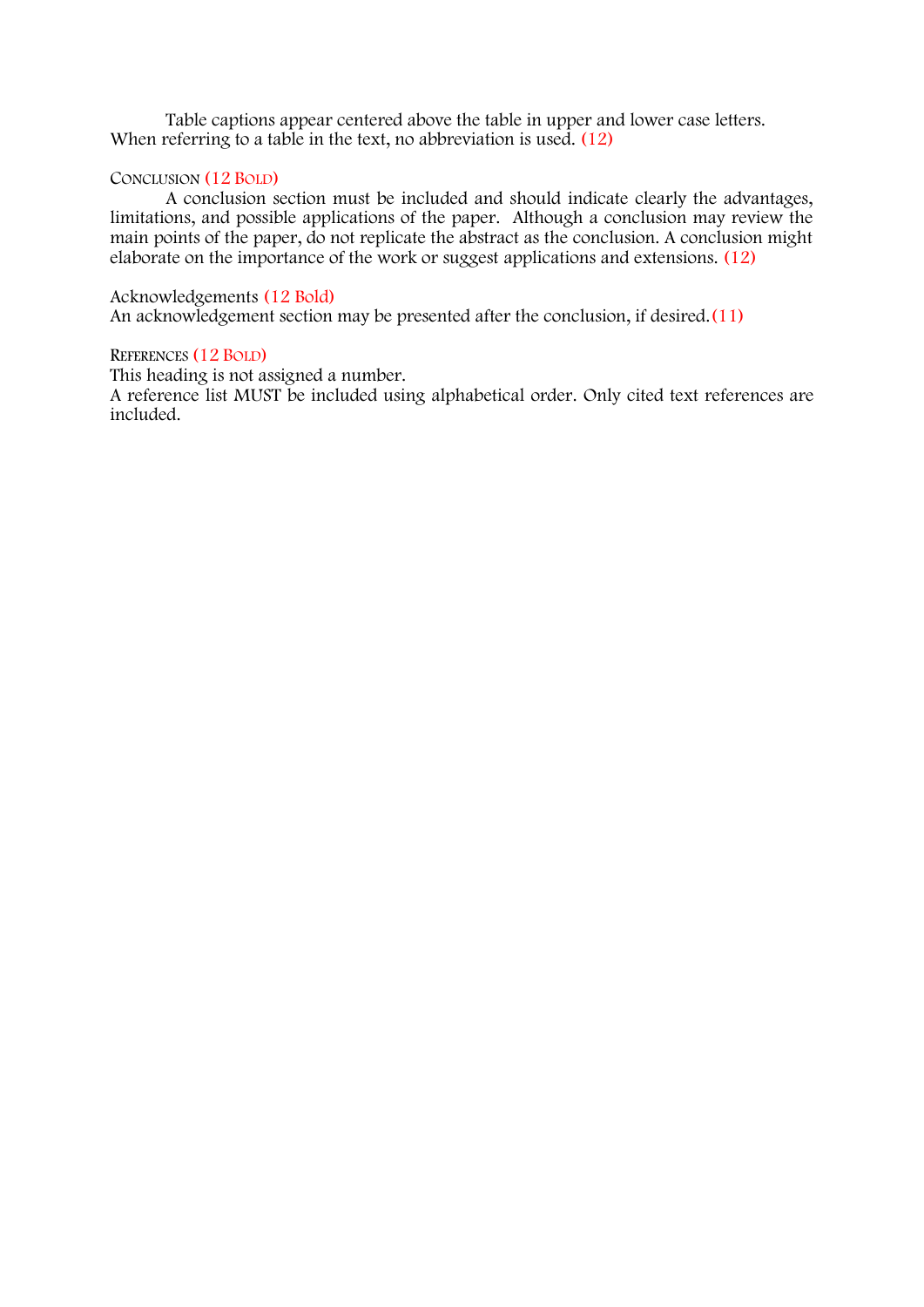Table captions appear centered above the table in upper and lower case letters. When referring to a table in the text, no abbreviation is used. (12)

## Conclusion (12 Bold)

A conclusion section must be included and should indicate clearly the advantages, limitations, and possible applications of the paper. Although a conclusion may review the main points of the paper, do not replicate the abstract as the conclusion. A conclusion might elaborate on the importance of the work or suggest applications and extensions. (12)

## Acknowledgements (12 Bold)

An acknowledgement section may be presented after the conclusion, if desired.(11)

## References (12 Bold)

This heading is not assigned a number.

A reference list MUST be included using alphabetical order. Only cited text references are included.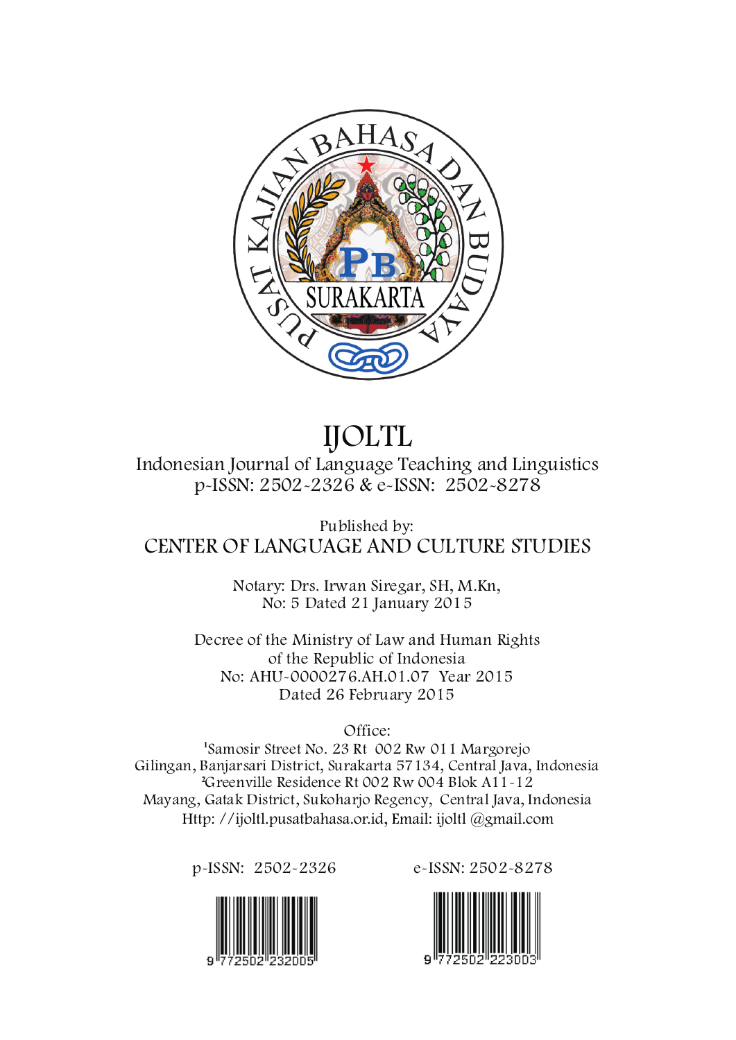# IJOLTL

Indonesian Journal of Language Teaching and Linguistics
p-ISSN: 2502-2326 & e-ISSN: 2502-8278

Published by:

## CENTER OF LANGUAGE AND CULTURE STUDIES

Notary: Drs. Irwan Siregar, SH, M.Kn,
No: 5 Dated 21 January 2015

Decree of the Ministry of Law and Human Rights
of the Republic of Indonesia
No: AHU-0000276.AH.01.07 Year 2015
Dated 26 February 2015

Office:
[1]Samosir Street No. 23 Rt 002 Rw 011 Margorejo
Gilingan, Banjarsari District, Surakarta 57134, Central Java, Indonesia
[2]Greenville Residence Rt 002 Rw 004 Blok A11-12
Mayang, Gatak District, Sukoharjo Regency, Central Java, Indonesia
Http: //ijoltl.pusatbahasa.or.id, Email: ijoltl @gmail.com

p-ISSN: 2502-2326

9 772502 232005

e-ISSN: 2502-8278

9 772502 223003